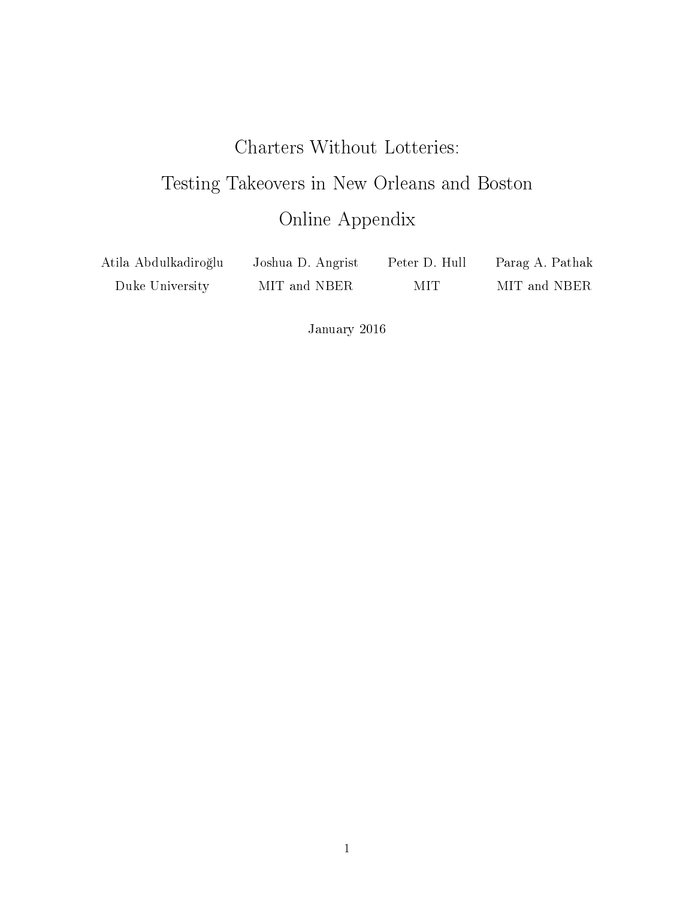# Charters Without Lotteries:

# Testing Takeovers in New Orleans and Boston

# Online Appendix

| Atila Abdulkadiroğlu | Joshua D. Angrist | Peter D. Hull | Parag A. Pathak |
|---|---|---|---|
| Duke University | MIT and NBER | MIT | MIT and NBER |

January 2016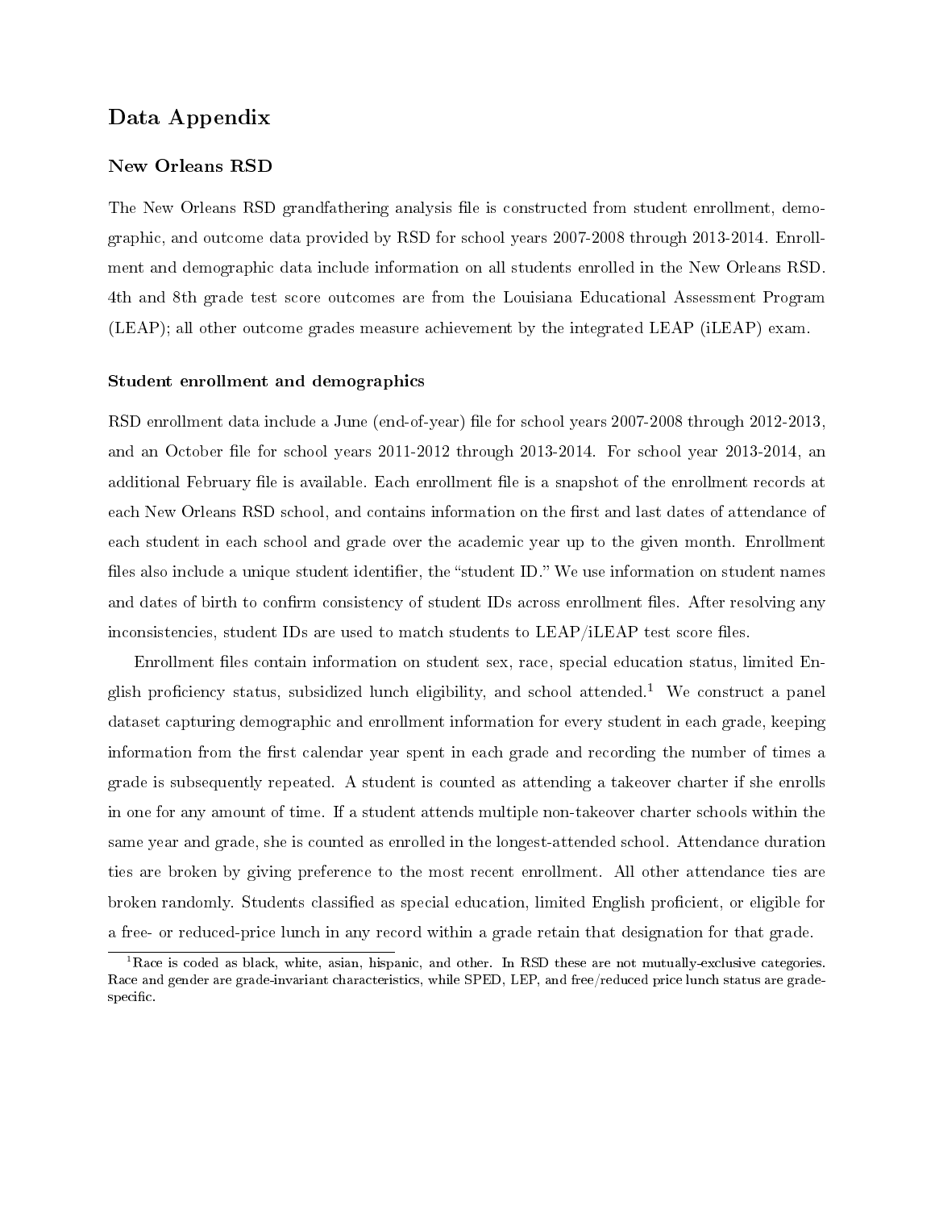# Data Appendix

## New Orleans RSD

The New Orleans RSD grandfathering analysis file is constructed from student enrollment, demographic, and outcome data provided by RSD for school years 2007-2008 through 2013-2014. Enrollment and demographic data include information on all students enrolled in the New Orleans RSD. 4th and 8th grade test score outcomes are from the Louisiana Educational Assessment Program (LEAP); all other outcome grades measure achievement by the integrated LEAP (iLEAP) exam.

### Student enrollment and demographics

RSD enrollment data include a June (end-of-year) file for school years 2007-2008 through 2012-2013, and an October file for school years 2011-2012 through 2013-2014. For school year 2013-2014, an additional February file is available. Each enrollment file is a snapshot of the enrollment records at each New Orleans RSD school, and contains information on the first and last dates of attendance of each student in each school and grade over the academic year up to the given month. Enrollment files also include a unique student identifier, the "student ID." We use information on student names and dates of birth to confirm consistency of student IDs across enrollment files. After resolving any inconsistencies, student IDs are used to match students to LEAP/iLEAP test score files.

Enrollment files contain information on student sex, race, special education status, limited English proficiency status, subsidized lunch eligibility, and school attended.[1] We construct a panel dataset capturing demographic and enrollment information for every student in each grade, keeping information from the first calendar year spent in each grade and recording the number of times a grade is subsequently repeated. A student is counted as attending a takeover charter if she enrolls in one for any amount of time. If a student attends multiple non-takeover charter schools within the same year and grade, she is counted as enrolled in the longest-attended school. Attendance duration ties are broken by giving preference to the most recent enrollment. All other attendance ties are broken randomly. Students classified as special education, limited English proficient, or eligible for a free- or reduced-price lunch in any record within a grade retain that designation for that grade.

[1] Race is coded as black, white, asian, hispanic, and other. In RSD these are not mutually-exclusive categories. Race and gender are grade-invariant characteristics, while SPED, LEP, and free/reduced price lunch status are grade-specific.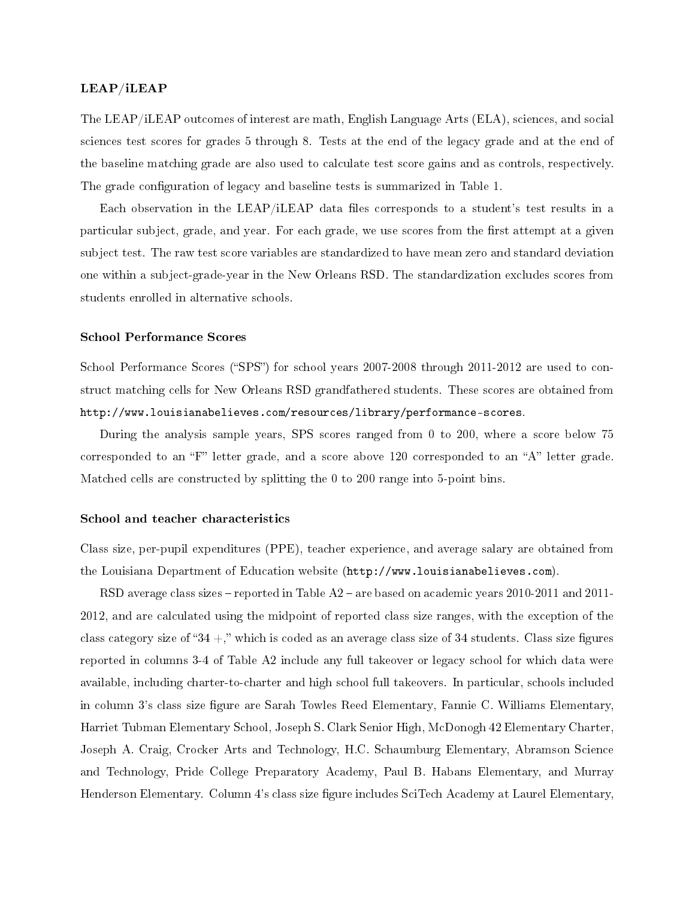### LEAP/iLEAP

The LEAP/iLEAP outcomes of interest are math, English Language Arts (ELA), sciences, and social sciences test scores for grades 5 through 8. Tests at the end of the legacy grade and at the end of the baseline matching grade are also used to calculate test score gains and as controls, respectively. The grade configuration of legacy and baseline tests is summarized in Table 1.

Each observation in the LEAP/iLEAP data files corresponds to a student's test results in a particular subject, grade, and year. For each grade, we use scores from the first attempt at a given subject test. The raw test score variables are standardized to have mean zero and standard deviation one within a subject-grade-year in the New Orleans RSD. The standardization excludes scores from students enrolled in alternative schools.

### School Performance Scores

School Performance Scores ("SPS") for school years 2007-2008 through 2011-2012 are used to construct matching cells for New Orleans RSD grandfathered students. These scores are obtained from `http://www.louisianabelieves.com/resources/library/performance-scores`.

During the analysis sample years, SPS scores ranged from 0 to 200, where a score below 75 corresponded to an "F" letter grade, and a score above 120 corresponded to an "A" letter grade. Matched cells are constructed by splitting the 0 to 200 range into 5-point bins.

### School and teacher characteristics

Class size, per-pupil expenditures (PPE), teacher experience, and average salary are obtained from the Louisiana Department of Education website (`http://www.louisianabelieves.com`).

RSD average class sizes – reported in Table A2 – are based on academic years 2010-2011 and 2011-2012, and are calculated using the midpoint of reported class size ranges, with the exception of the class category size of "34 +," which is coded as an average class size of 34 students. Class size figures reported in columns 3-4 of Table A2 include any full takeover or legacy school for which data were available, including charter-to-charter and high school full takeovers. In particular, schools included in column 3's class size figure are Sarah Towles Reed Elementary, Fannie C. Williams Elementary, Harriet Tubman Elementary School, Joseph S. Clark Senior High, McDonogh 42 Elementary Charter, Joseph A. Craig, Crocker Arts and Technology, H.C. Schaumburg Elementary, Abramson Science and Technology, Pride College Preparatory Academy, Paul B. Habans Elementary, and Murray Henderson Elementary. Column 4's class size figure includes SciTech Academy at Laurel Elementary,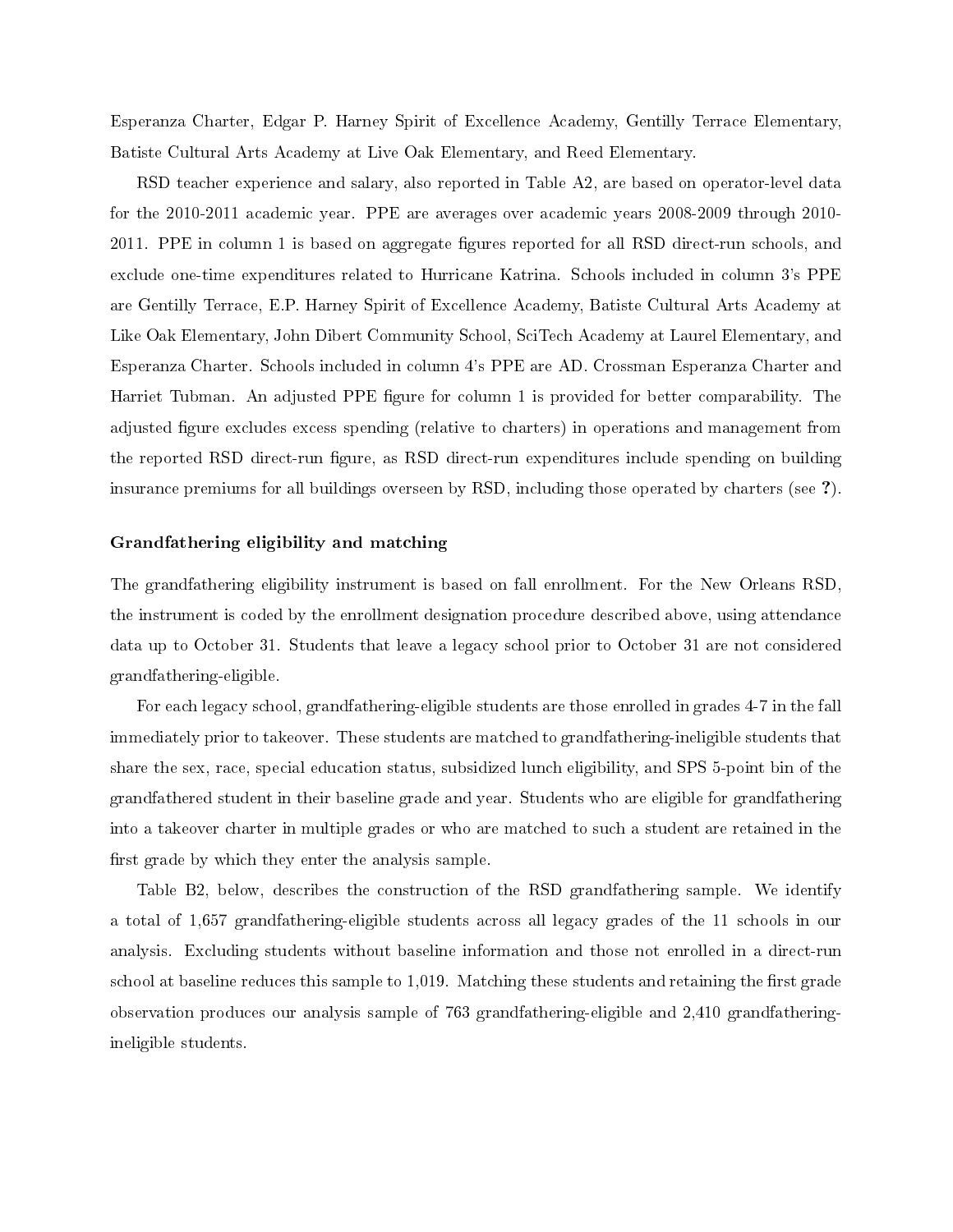Esperanza Charter, Edgar P. Harney Spirit of Excellence Academy, Gentilly Terrace Elementary, Batiste Cultural Arts Academy at Live Oak Elementary, and Reed Elementary.

RSD teacher experience and salary, also reported in Table A2, are based on operator-level data for the 2010-2011 academic year. PPE are averages over academic years 2008-2009 through 2010-2011. PPE in column 1 is based on aggregate figures reported for all RSD direct-run schools, and exclude one-time expenditures related to Hurricane Katrina. Schools included in column 3's PPE are Gentilly Terrace, E.P. Harney Spirit of Excellence Academy, Batiste Cultural Arts Academy at Like Oak Elementary, John Dibert Community School, SciTech Academy at Laurel Elementary, and Esperanza Charter. Schools included in column 4's PPE are AD. Crossman Esperanza Charter and Harriet Tubman. An adjusted PPE figure for column 1 is provided for better comparability. The adjusted figure excludes excess spending (relative to charters) in operations and management from the reported RSD direct-run figure, as RSD direct-run expenditures include spending on building insurance premiums for all buildings overseen by RSD, including those operated by charters (see **?**).

### Grandfathering eligibility and matching

The grandfathering eligibility instrument is based on fall enrollment. For the New Orleans RSD, the instrument is coded by the enrollment designation procedure described above, using attendance data up to October 31. Students that leave a legacy school prior to October 31 are not considered grandfathering-eligible.

For each legacy school, grandfathering-eligible students are those enrolled in grades 4-7 in the fall immediately prior to takeover. These students are matched to grandfathering-ineligible students that share the sex, race, special education status, subsidized lunch eligibility, and SPS 5-point bin of the grandfathered student in their baseline grade and year. Students who are eligible for grandfathering into a takeover charter in multiple grades or who are matched to such a student are retained in the first grade by which they enter the analysis sample.

Table B2, below, describes the construction of the RSD grandfathering sample. We identify a total of 1,657 grandfathering-eligible students across all legacy grades of the 11 schools in our analysis. Excluding students without baseline information and those not enrolled in a direct-run school at baseline reduces this sample to 1,019. Matching these students and retaining the first grade observation produces our analysis sample of 763 grandfathering-eligible and 2,410 grandfathering-ineligible students.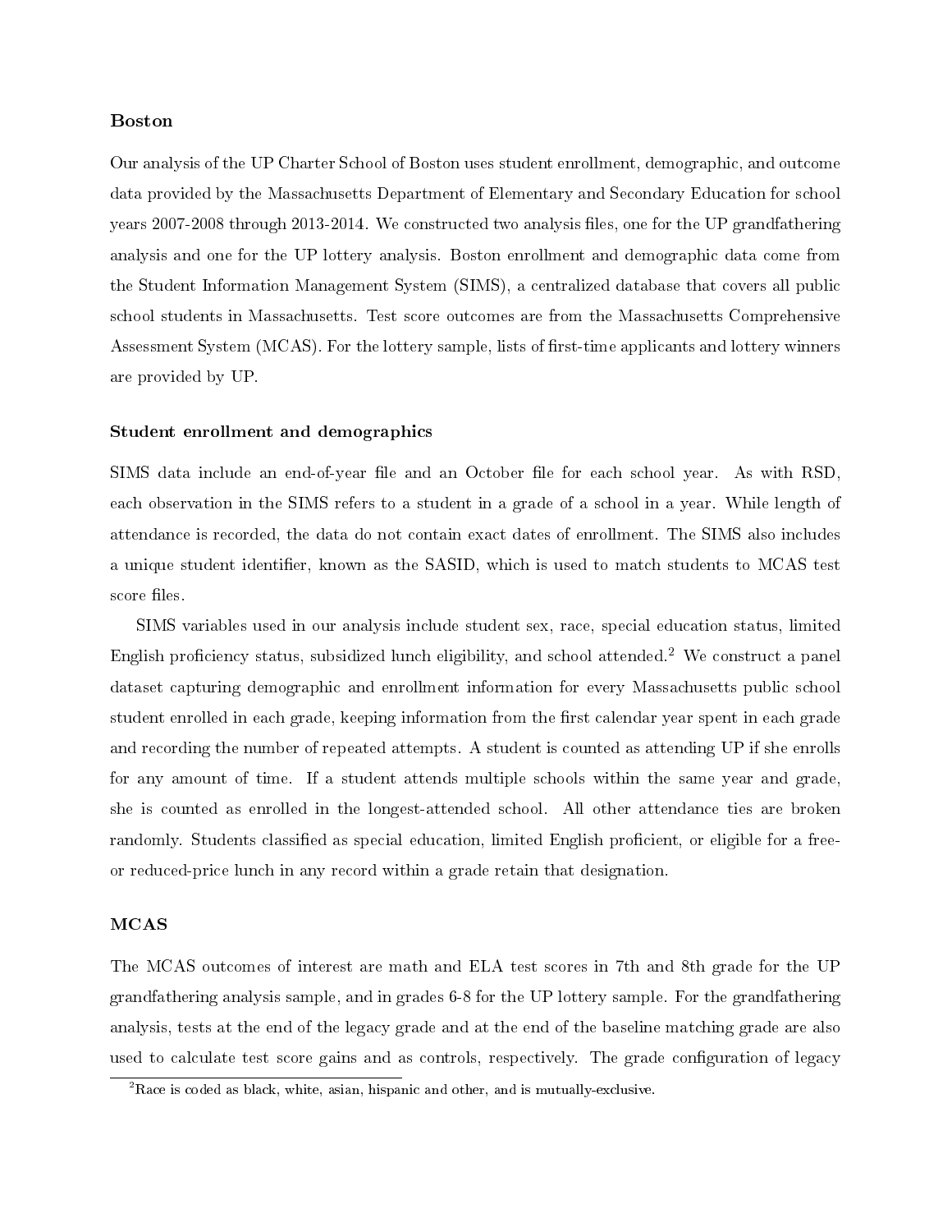### Boston

Our analysis of the UP Charter School of Boston uses student enrollment, demographic, and outcome data provided by the Massachusetts Department of Elementary and Secondary Education for school years 2007-2008 through 2013-2014. We constructed two analysis files, one for the UP grandfathering analysis and one for the UP lottery analysis. Boston enrollment and demographic data come from the Student Information Management System (SIMS), a centralized database that covers all public school students in Massachusetts. Test score outcomes are from the Massachusetts Comprehensive Assessment System (MCAS). For the lottery sample, lists of first-time applicants and lottery winners are provided by UP.

### Student enrollment and demographics

SIMS data include an end-of-year file and an October file for each school year. As with RSD, each observation in the SIMS refers to a student in a grade of a school in a year. While length of attendance is recorded, the data do not contain exact dates of enrollment. The SIMS also includes a unique student identifier, known as the SASID, which is used to match students to MCAS test score files.

SIMS variables used in our analysis include student sex, race, special education status, limited English proficiency status, subsidized lunch eligibility, and school attended.[2] We construct a panel dataset capturing demographic and enrollment information for every Massachusetts public school student enrolled in each grade, keeping information from the first calendar year spent in each grade and recording the number of repeated attempts. A student is counted as attending UP if she enrolls for any amount of time. If a student attends multiple schools within the same year and grade, she is counted as enrolled in the longest-attended school. All other attendance ties are broken randomly. Students classified as special education, limited English proficient, or eligible for a free- or reduced-price lunch in any record within a grade retain that designation.

### MCAS

The MCAS outcomes of interest are math and ELA test scores in 7th and 8th grade for the UP grandfathering analysis sample, and in grades 6-8 for the UP lottery sample. For the grandfathering analysis, tests at the end of the legacy grade and at the end of the baseline matching grade are also used to calculate test score gains and as controls, respectively. The grade configuration of legacy

[2] Race is coded as black, white, asian, hispanic and other, and is mutually-exclusive.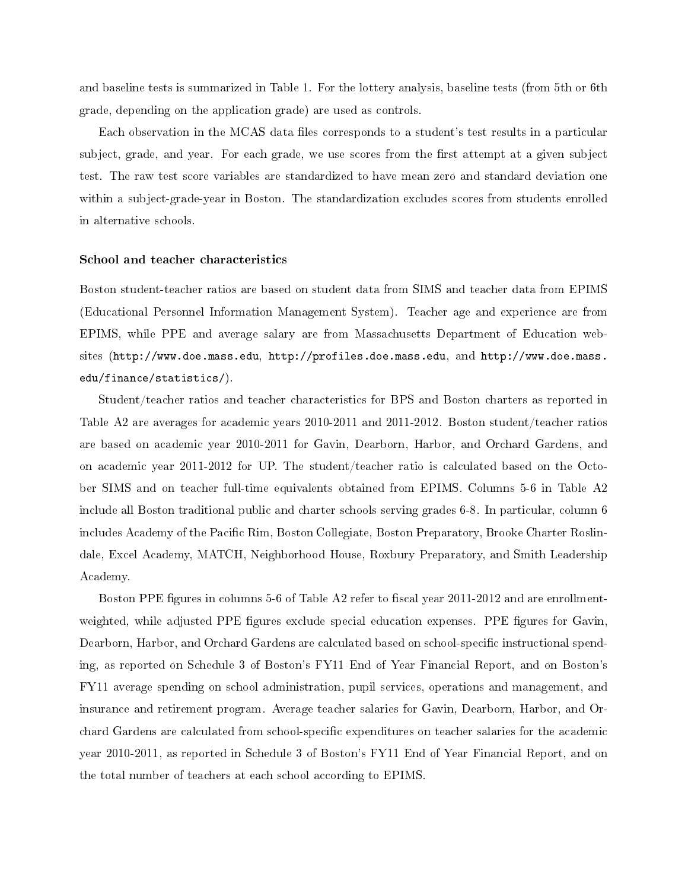and baseline tests is summarized in Table 1. For the lottery analysis, baseline tests (from 5th or 6th grade, depending on the application grade) are used as controls.

Each observation in the MCAS data files corresponds to a student's test results in a particular subject, grade, and year. For each grade, we use scores from the first attempt at a given subject test. The raw test score variables are standardized to have mean zero and standard deviation one within a subject-grade-year in Boston. The standardization excludes scores from students enrolled in alternative schools.

### School and teacher characteristics

Boston student-teacher ratios are based on student data from SIMS and teacher data from EPIMS (Educational Personnel Information Management System). Teacher age and experience are from EPIMS, while PPE and average salary are from Massachusetts Department of Education websites (`http://www.doe.mass.edu`, `http://profiles.doe.mass.edu`, and `http://www.doe.mass.edu/finance/statistics/`).

Student/teacher ratios and teacher characteristics for BPS and Boston charters as reported in Table A2 are averages for academic years 2010-2011 and 2011-2012. Boston student/teacher ratios are based on academic year 2010-2011 for Gavin, Dearborn, Harbor, and Orchard Gardens, and on academic year 2011-2012 for UP. The student/teacher ratio is calculated based on the October SIMS and on teacher full-time equivalents obtained from EPIMS. Columns 5-6 in Table A2 include all Boston traditional public and charter schools serving grades 6-8. In particular, column 6 includes Academy of the Pacific Rim, Boston Collegiate, Boston Preparatory, Brooke Charter Roslindale, Excel Academy, MATCH, Neighborhood House, Roxbury Preparatory, and Smith Leadership Academy.

Boston PPE figures in columns 5-6 of Table A2 refer to fiscal year 2011-2012 and are enrollment-weighted, while adjusted PPE figures exclude special education expenses. PPE figures for Gavin, Dearborn, Harbor, and Orchard Gardens are calculated based on school-specific instructional spending, as reported on Schedule 3 of Boston's FY11 End of Year Financial Report, and on Boston's FY11 average spending on school administration, pupil services, operations and management, and insurance and retirement program. Average teacher salaries for Gavin, Dearborn, Harbor, and Orchard Gardens are calculated from school-specific expenditures on teacher salaries for the academic year 2010-2011, as reported in Schedule 3 of Boston's FY11 End of Year Financial Report, and on the total number of teachers at each school according to EPIMS.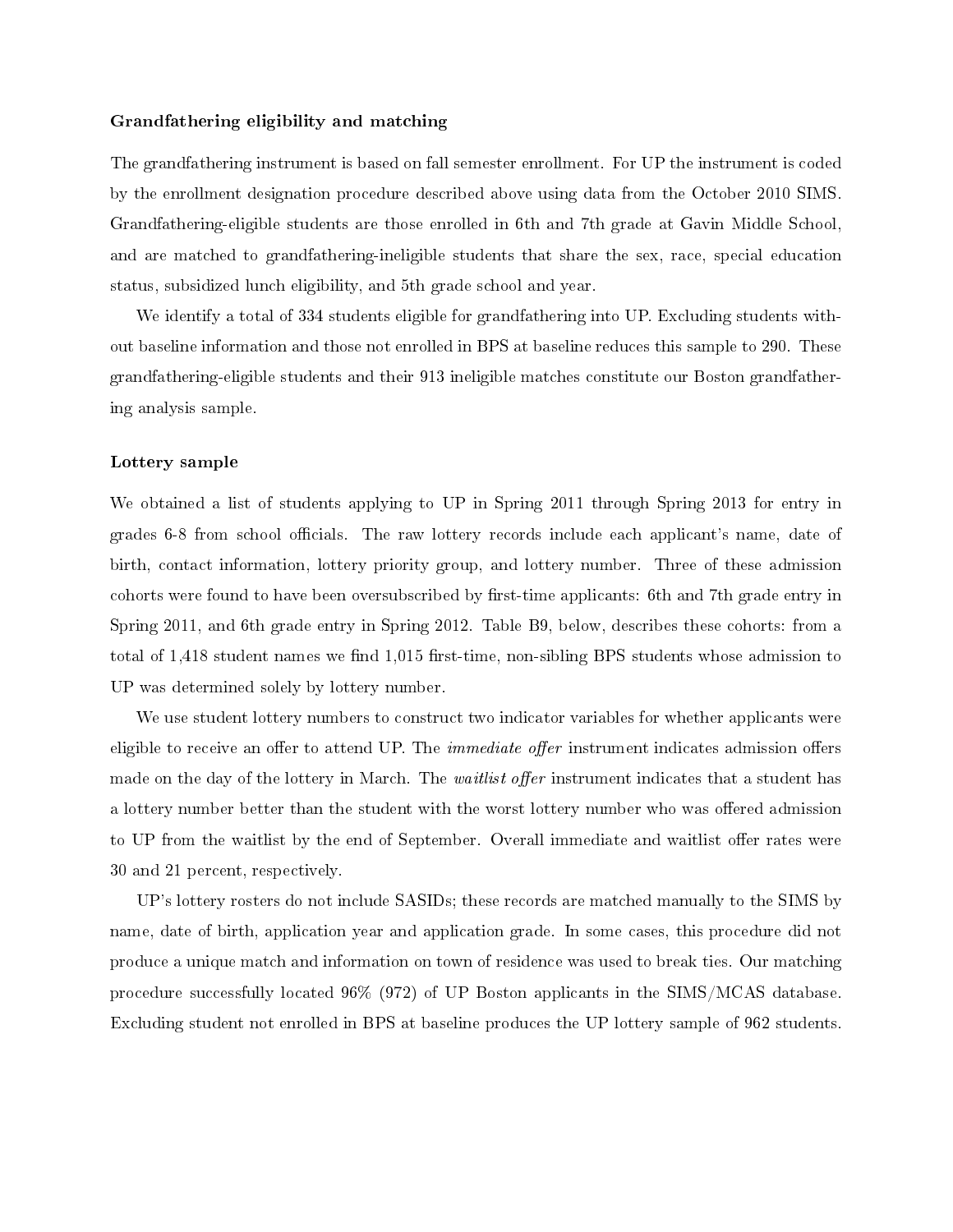### Grandfathering eligibility and matching

The grandfathering instrument is based on fall semester enrollment. For UP the instrument is coded by the enrollment designation procedure described above using data from the October 2010 SIMS. Grandfathering-eligible students are those enrolled in 6th and 7th grade at Gavin Middle School, and are matched to grandfathering-ineligible students that share the sex, race, special education status, subsidized lunch eligibility, and 5th grade school and year.

We identify a total of 334 students eligible for grandfathering into UP. Excluding students without baseline information and those not enrolled in BPS at baseline reduces this sample to 290. These grandfathering-eligible students and their 913 ineligible matches constitute our Boston grandfathering analysis sample.

### Lottery sample

We obtained a list of students applying to UP in Spring 2011 through Spring 2013 for entry in grades 6-8 from school officials. The raw lottery records include each applicant's name, date of birth, contact information, lottery priority group, and lottery number. Three of these admission cohorts were found to have been oversubscribed by first-time applicants: 6th and 7th grade entry in Spring 2011, and 6th grade entry in Spring 2012. Table B9, below, describes these cohorts: from a total of 1,418 student names we find 1,015 first-time, non-sibling BPS students whose admission to UP was determined solely by lottery number.

We use student lottery numbers to construct two indicator variables for whether applicants were eligible to receive an offer to attend UP. The *immediate offer* instrument indicates admission offers made on the day of the lottery in March. The *waitlist offer* instrument indicates that a student has a lottery number better than the student with the worst lottery number who was offered admission to UP from the waitlist by the end of September. Overall immediate and waitlist offer rates were 30 and 21 percent, respectively.

UP's lottery rosters do not include SASIDs; these records are matched manually to the SIMS by name, date of birth, application year and application grade. In some cases, this procedure did not produce a unique match and information on town of residence was used to break ties. Our matching procedure successfully located 96% (972) of UP Boston applicants in the SIMS/MCAS database. Excluding student not enrolled in BPS at baseline produces the UP lottery sample of 962 students.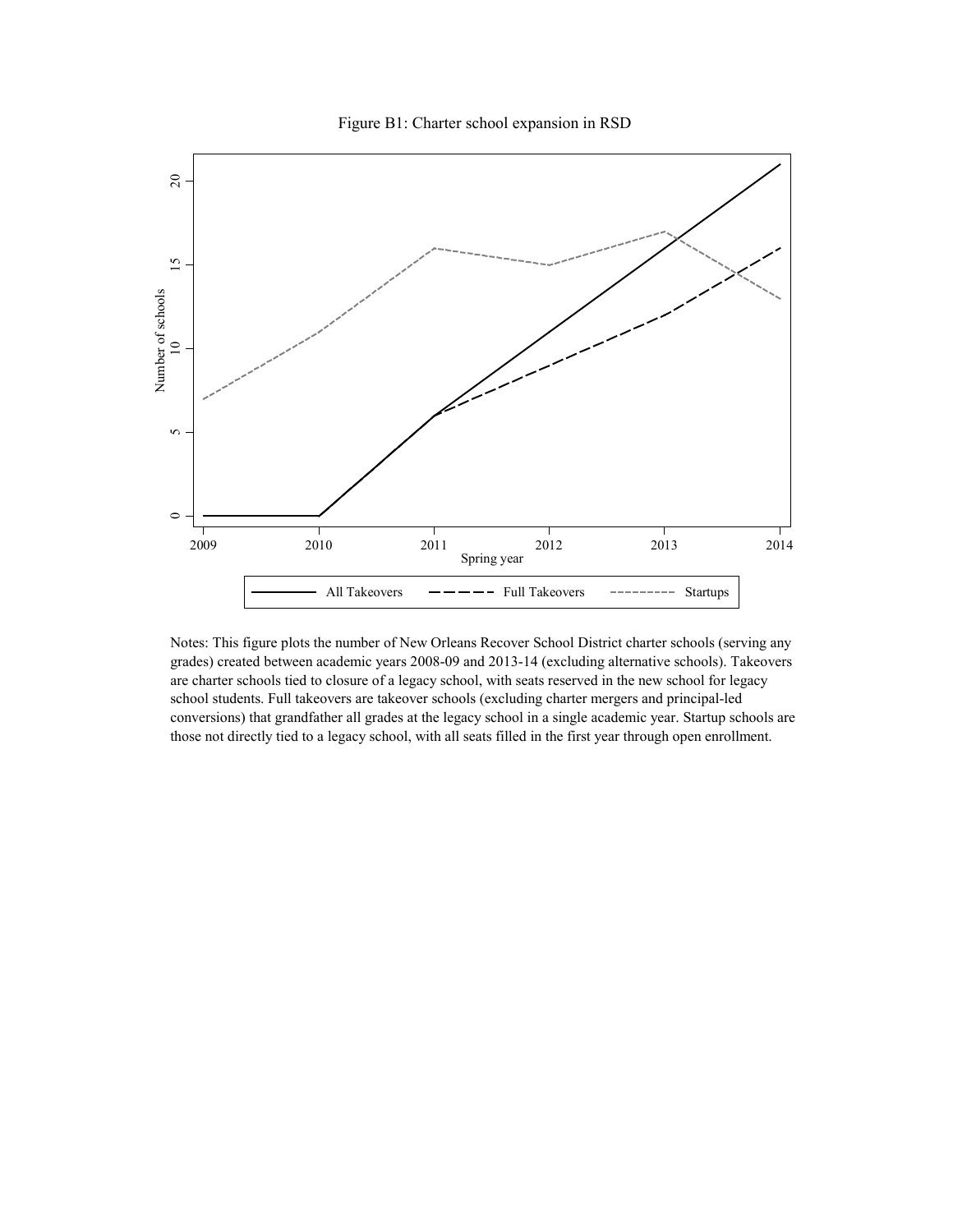Figure B1: Charter school expansion in RSD

Notes: This figure plots the number of New Orleans Recover School District charter schools (serving any grades) created between academic years 2008-09 and 2013-14 (excluding alternative schools). Takeovers are charter schools tied to closure of a legacy school, with seats reserved in the new school for legacy school students. Full takeovers are takeover schools (excluding charter mergers and principal-led conversions) that grandfather all grades at the legacy school in a single academic year. Startup schools are those not directly tied to a legacy school, with all seats filled in the first year through open enrollment.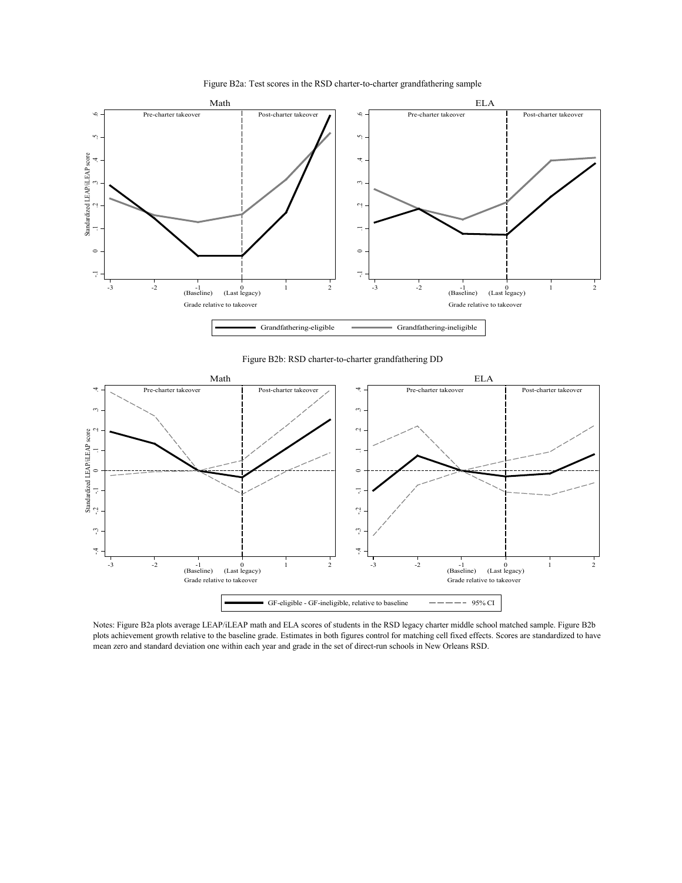Figure B2a: Test scores in the RSD charter-to-charter grandfathering sample

Figure B2b: RSD charter-to-charter grandfathering DD

Notes: Figure B2a plots average LEAP/iLEAP math and ELA scores of students in the RSD legacy charter middle school matched sample. Figure B2b plots achievement growth relative to the baseline grade. Estimates in both figures control for matching cell fixed effects. Scores are standardized to have mean zero and standard deviation one within each year and grade in the set of direct-run schools in New Orleans RSD.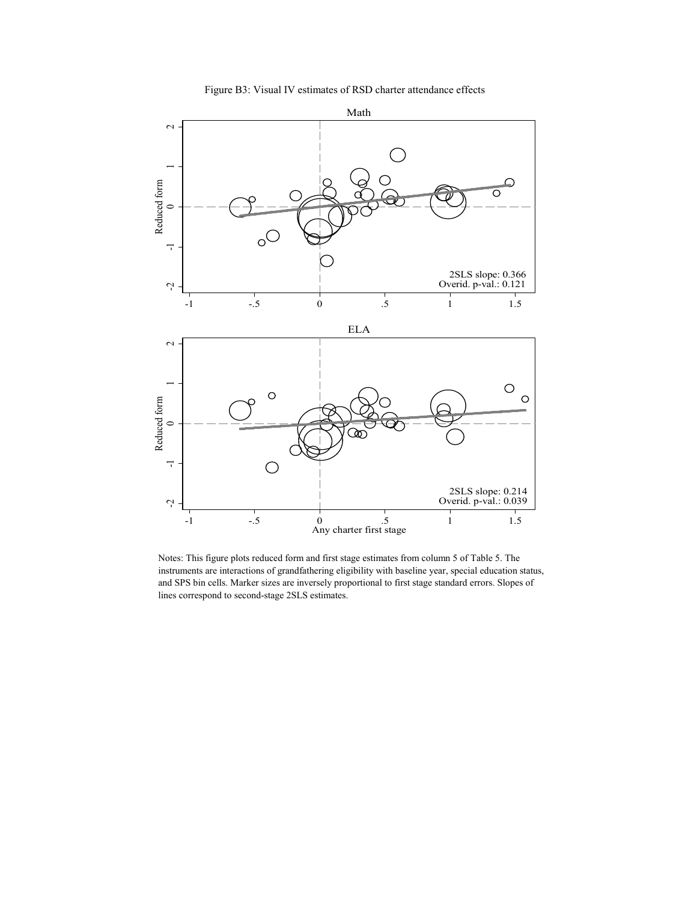Figure B3: Visual IV estimates of RSD charter attendance effects

Notes: This figure plots reduced form and first stage estimates from column 5 of Table 5. The instruments are interactions of grandfathering eligibility with baseline year, special education status, and SPS bin cells. Marker sizes are inversely proportional to first stage standard errors. Slopes of lines correspond to second-stage 2SLS estimates.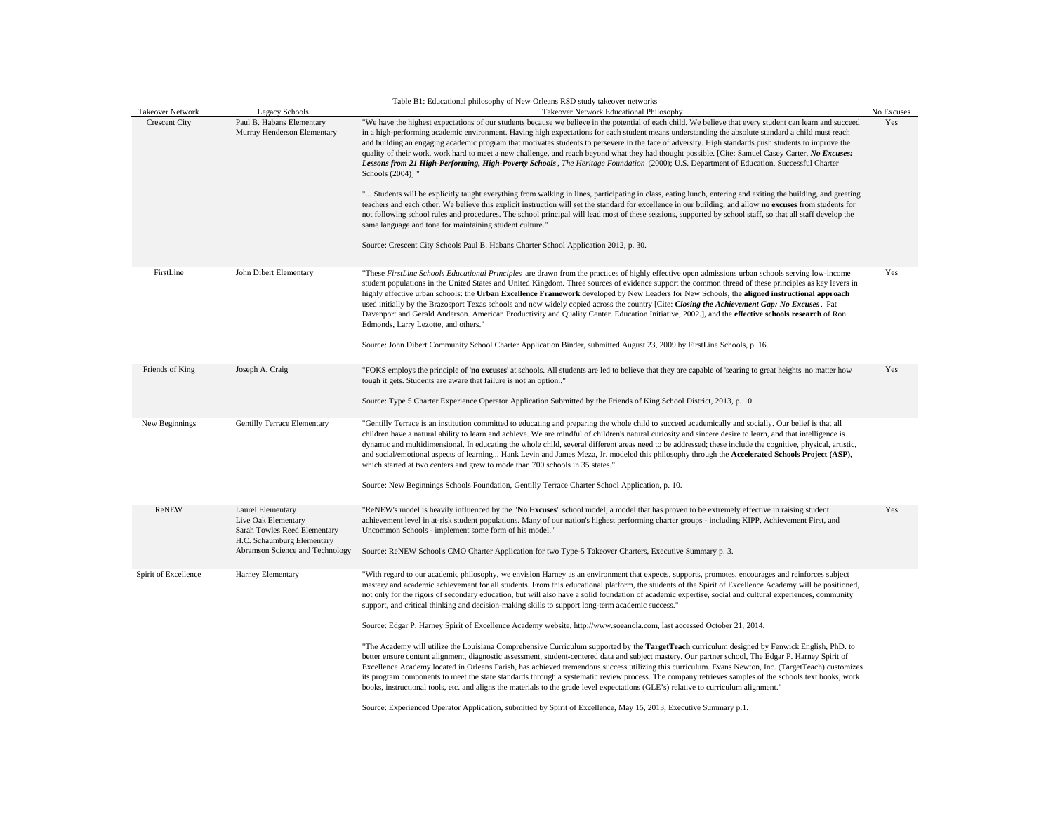Table B1: Educational philosophy of New Orleans RSD study takeover networks

| Takeover Network | Legacy Schools | Takeover Network Educational Philosophy | No Excuses |
|---|---|---|---|
| Crescent City | Paul B. Habans Elementary<br>Murray Henderson Elementary | "We have the highest expectations of our students because we believe in the potential of each child. We believe that every student can learn and succeed in a high-performing academic environment. Having high expectations for each student means understanding the absolute standard a child must reach and building an engaging academic program that motivates students to persevere in the face of adversity. High standards push students to improve the quality of their work, work hard to meet a new challenge, and reach beyond what they had thought possible. [Cite: Samuel Casey Carter, ***No Excuses: Lessons from 21 High-Performing, High-Poverty Schools***, *The Heritage Foundation* (2000); U.S. Department of Education, Successful Charter Schools (2004)] "<br><br>"... Students will be explicitly taught everything from walking in lines, participating in class, eating lunch, entering and exiting the building, and greeting teachers and each other. We believe this explicit instruction will set the standard for excellence in our building, and allow **no excuses** from students for not following school rules and procedures. The school principal will lead most of these sessions, supported by school staff, so that all staff develop the same language and tone for maintaining student culture."<br><br>Source: Crescent City Schools Paul B. Habans Charter School Application 2012, p. 30. | Yes |
| FirstLine | John Dibert Elementary | "These *FirstLine Schools Educational Principles* are drawn from the practices of highly effective open admissions urban schools serving low-income student populations in the United States and United Kingdom. Three sources of evidence support the common thread of these principles as key levers in highly effective urban schools: the **Urban Excellence Framework** developed by New Leaders for New Schools, the **aligned instructional approach** used initially by the Brazosport Texas schools and now widely copied across the country [Cite: ***Closing the Achievement Gap: No Excuses***. Pat Davenport and Gerald Anderson. American Productivity and Quality Center. Education Initiative, 2002.], and the **effective schools research** of Ron Edmonds, Larry Lezotte, and others."<br><br>Source: John Dibert Community School Charter Application Binder, submitted August 23, 2009 by FirstLine Schools, p. 16. | Yes |
| Friends of King | Joseph A. Craig | "FOKS employs the principle of '**no excuses**' at schools. All students are led to believe that they are capable of 'searing to great heights' no matter how tough it gets. Students are aware that failure is not an option.."<br><br>Source: Type 5 Charter Experience Operator Application Submitted by the Friends of King School District, 2013, p. 10. | Yes |
| New Beginnings | Gentilly Terrace Elementary | "Gentilly Terrace is an institution committed to educating and preparing the whole child to succeed academically and socially. Our belief is that all children have a natural ability to learn and achieve. We are mindful of children's natural curiosity and sincere desire to learn, and that intelligence is dynamic and multidimensional. In educating the whole child, several different areas need to be addressed; these include the cognitive, physical, artistic, and social/emotional aspects of learning... Hank Levin and James Meza, Jr. modeled this philosophy through the **Accelerated Schools Project (ASP)**, which started at two centers and grew to mode than 700 schools in 35 states."<br><br>Source: New Beginnings Schools Foundation, Gentilly Terrace Charter School Application, p. 10. | |
| ReNEW | Laurel Elementary<br>Live Oak Elementary<br>Sarah Towles Reed Elementary<br>H.C. Schaumburg Elementary<br>Abramson Science and Technology | "ReNEW's model is heavily influenced by the "**No Excuses**" school model, a model that has proven to be extremely effective in raising student achievement level in at-risk student populations. Many of our nation's highest performing charter groups - including KIPP, Achievement First, and Uncommon Schools - implement some form of his model."<br><br>Source: ReNEW School's CMO Charter Application for two Type-5 Takeover Charters, Executive Summary p. 3. | Yes |
| Spirit of Excellence | Harney Elementary | "With regard to our academic philosophy, we envision Harney as an environment that expects, supports, promotes, encourages and reinforces subject mastery and academic achievement for all students. From this educational platform, the students of the Spirit of Excellence Academy will be positioned, not only for the rigors of secondary education, but will also have a solid foundation of academic expertise, social and cultural experiences, community support, and critical thinking and decision-making skills to support long-term academic success."<br><br>Source: Edgar P. Harney Spirit of Excellence Academy website, http://www.soeanola.com, last accessed October 21, 2014.<br><br>"The Academy will utilize the Louisiana Comprehensive Curriculum supported by the **TargetTeach** curriculum designed by Fenwick English, PhD. to better ensure content alignment, diagnostic assessment, student-centered data and subject mastery. Our partner school, The Edgar P. Harney Spirit of Excellence Academy located in Orleans Parish, has achieved tremendous success utilizing this curriculum. Evans Newton, Inc. (TargetTeach) customizes its program components to meet the state standards through a systematic review process. The company retrieves samples of the schools text books, work books, instructional tools, etc. and aligns the materials to the grade level expectations (GLE's) relative to curriculum alignment."<br><br>Source: Experienced Operator Application, submitted by Spirit of Excellence, May 15, 2013, Executive Summary p.1. | |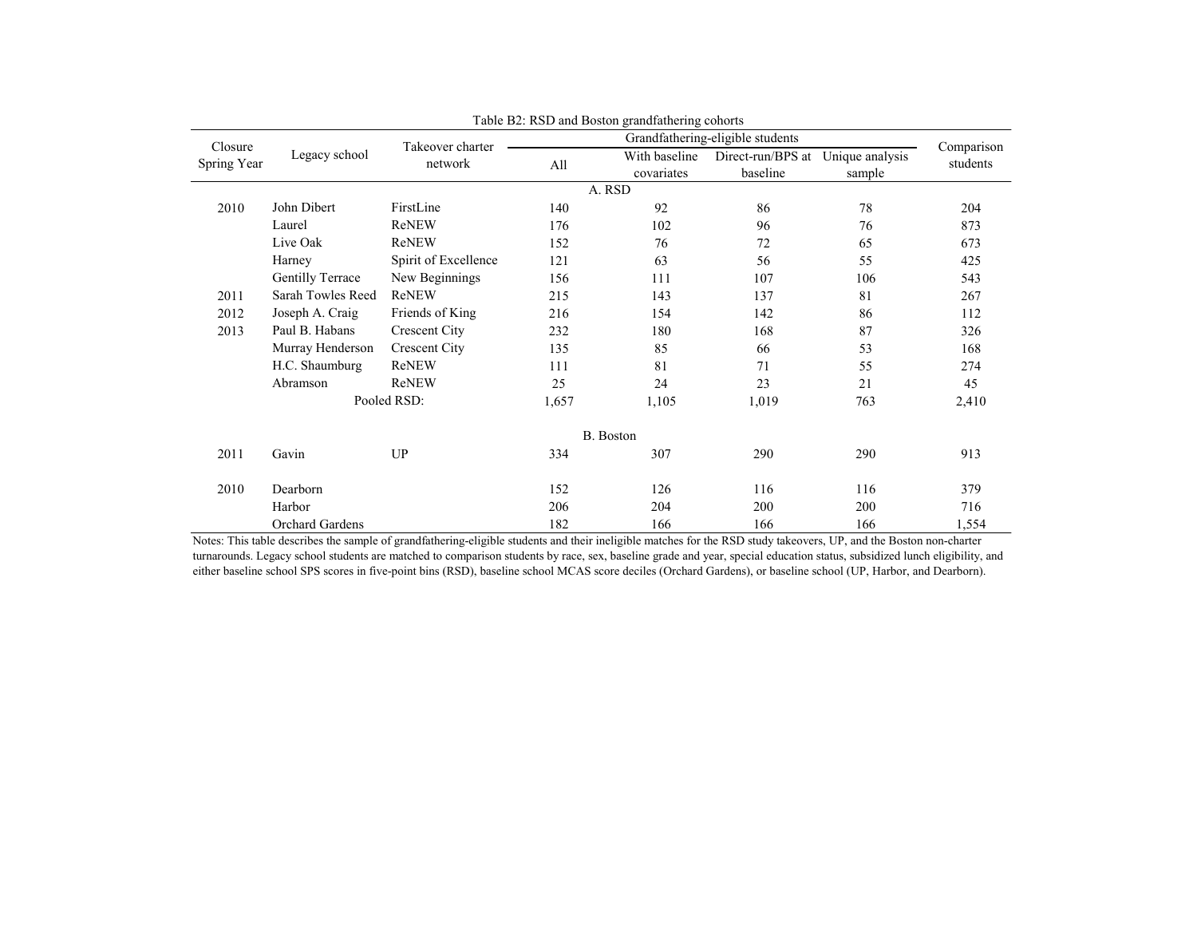Table B2: RSD and Boston grandfathering cohorts

| Closure Spring Year | Legacy school | Takeover charter network | Grandfathering-eligible students | | | | Comparison students |
|---|---|---|---|---|---|---|---|
| | | | All | With baseline covariates | Direct-run/BPS at baseline | Unique analysis sample | |
| | | | A. RSD | | | | |
| 2010 | John Dibert | FirstLine | 140 | 92 | 86 | 78 | 204 |
| | Laurel | ReNEW | 176 | 102 | 96 | 76 | 873 |
| | Live Oak | ReNEW | 152 | 76 | 72 | 65 | 673 |
| | Harney | Spirit of Excellence | 121 | 63 | 56 | 55 | 425 |
| | Gentilly Terrace | New Beginnings | 156 | 111 | 107 | 106 | 543 |
| 2011 | Sarah Towles Reed | ReNEW | 215 | 143 | 137 | 81 | 267 |
| 2012 | Joseph A. Craig | Friends of King | 216 | 154 | 142 | 86 | 112 |
| 2013 | Paul B. Habans | Crescent City | 232 | 180 | 168 | 87 | 326 |
| | Murray Henderson | Crescent City | 135 | 85 | 66 | 53 | 168 |
| | H.C. Shaumburg | ReNEW | 111 | 81 | 71 | 55 | 274 |
| | Abramson | ReNEW | 25 | 24 | 23 | 21 | 45 |
| | Pooled RSD: | | 1,657 | 1,105 | 1,019 | 763 | 2,410 |
| | | | B. Boston | | | | |
| 2011 | Gavin | UP | 334 | 307 | 290 | 290 | 913 |
| 2010 | Dearborn | | 152 | 126 | 116 | 116 | 379 |
| | Harbor | | 206 | 204 | 200 | 200 | 716 |
| | Orchard Gardens | | 182 | 166 | 166 | 166 | 1,554 |

Notes: This table describes the sample of grandfathering-eligible students and their ineligible matches for the RSD study takeovers, UP, and the Boston non-charter turnarounds. Legacy school students are matched to comparison students by race, sex, baseline grade and year, special education status, subsidized lunch eligibility, and either baseline school SPS scores in five-point bins (RSD), baseline school MCAS score deciles (Orchard Gardens), or baseline school (UP, Harbor, and Dearborn).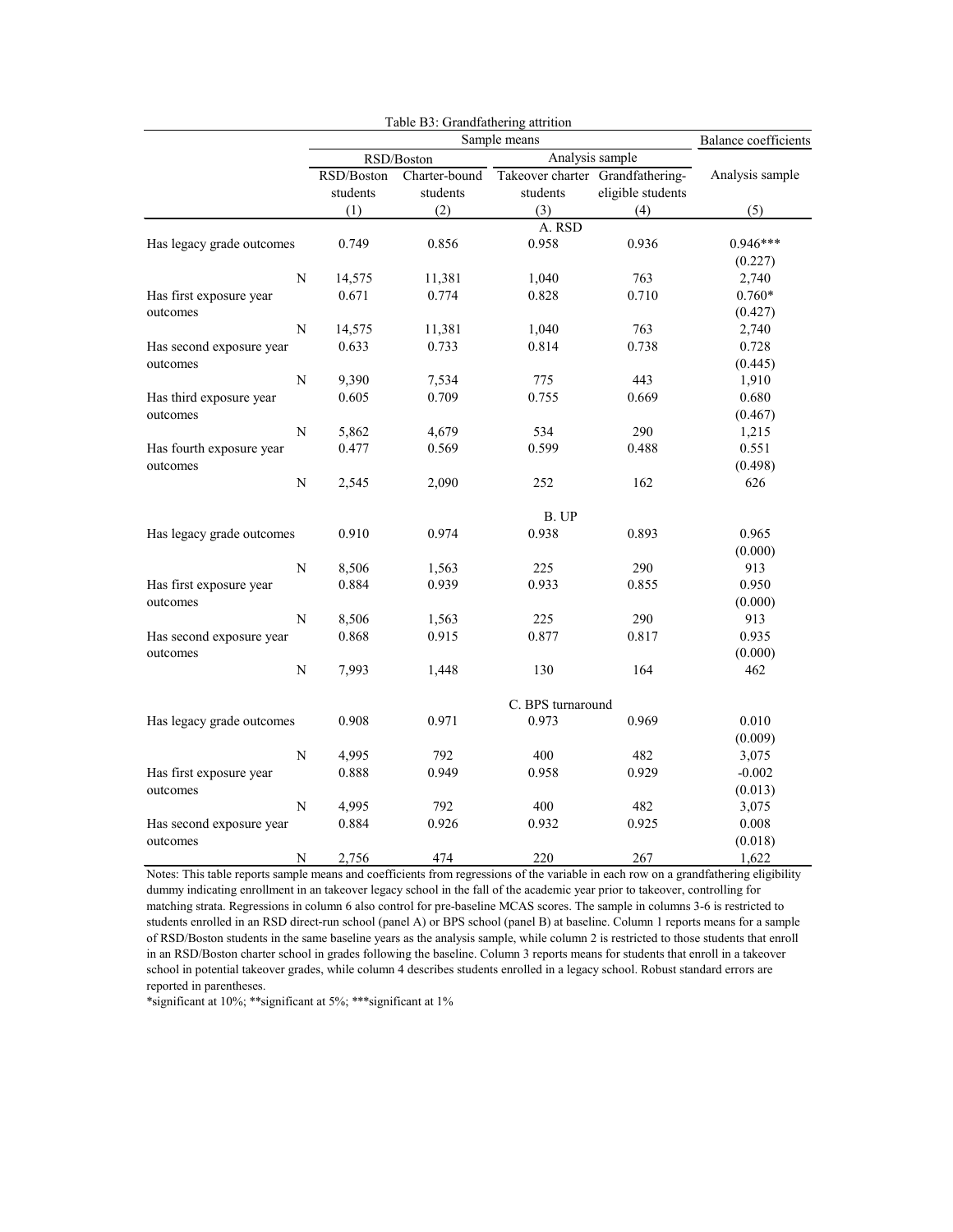Table B3: Grandfathering attrition

| | Sample means | | | | Balance coefficients |
|---|---|---|---|---|---|
| | RSD/Boston | | Analysis sample | | |
| | RSD/Boston students | Charter-bound students | Takeover charter students | Grandfathering-eligible students | Analysis sample |
| | (1) | (2) | (3) | (4) | (5) |
| **A. RSD** | | | | | |
| Has legacy grade outcomes | 0.749 | 0.856 | 0.958 | 0.936 | 0.946*** |
| | | | | | (0.227) |
| N | 14,575 | 11,381 | 1,040 | 763 | 2,740 |
| Has first exposure year outcomes | 0.671 | 0.774 | 0.828 | 0.710 | 0.760* |
| | | | | | (0.427) |
| N | 14,575 | 11,381 | 1,040 | 763 | 2,740 |
| Has second exposure year outcomes | 0.633 | 0.733 | 0.814 | 0.738 | 0.728 |
| | | | | | (0.445) |
| N | 9,390 | 7,534 | 775 | 443 | 1,910 |
| Has third exposure year outcomes | 0.605 | 0.709 | 0.755 | 0.669 | 0.680 |
| | | | | | (0.467) |
| N | 5,862 | 4,679 | 534 | 290 | 1,215 |
| Has fourth exposure year outcomes | 0.477 | 0.569 | 0.599 | 0.488 | 0.551 |
| | | | | | (0.498) |
| N | 2,545 | 2,090 | 252 | 162 | 626 |
| **B. UP** | | | | | |
| Has legacy grade outcomes | 0.910 | 0.974 | 0.938 | 0.893 | 0.965 |
| | | | | | (0.000) |
| N | 8,506 | 1,563 | 225 | 290 | 913 |
| Has first exposure year outcomes | 0.884 | 0.939 | 0.933 | 0.855 | 0.950 |
| | | | | | (0.000) |
| N | 8,506 | 1,563 | 225 | 290 | 913 |
| Has second exposure year outcomes | 0.868 | 0.915 | 0.877 | 0.817 | 0.935 |
| | | | | | (0.000) |
| N | 7,993 | 1,448 | 130 | 164 | 462 |
| **C. BPS turnaround** | | | | | |
| Has legacy grade outcomes | 0.908 | 0.971 | 0.973 | 0.969 | 0.010 |
| | | | | | (0.009) |
| N | 4,995 | 792 | 400 | 482 | 3,075 |
| Has first exposure year outcomes | 0.888 | 0.949 | 0.958 | 0.929 | -0.002 |
| | | | | | (0.013) |
| N | 4,995 | 792 | 400 | 482 | 3,075 |
| Has second exposure year outcomes | 0.884 | 0.926 | 0.932 | 0.925 | 0.008 |
| | | | | | (0.018) |
| N | 2,756 | 474 | 220 | 267 | 1,622 |

Notes: This table reports sample means and coefficients from regressions of the variable in each row on a grandfathering eligibility dummy indicating enrollment in an takeover legacy school in the fall of the academic year prior to takeover, controlling for matching strata. Regressions in column 6 also control for pre-baseline MCAS scores. The sample in columns 3-6 is restricted to students enrolled in an RSD direct-run school (panel A) or BPS school (panel B) at baseline. Column 1 reports means for a sample of RSD/Boston students in the same baseline years as the analysis sample, while column 2 is restricted to those students that enroll in an RSD/Boston charter school in grades following the baseline. Column 3 reports means for students that enroll in a takeover school in potential takeover grades, while column 4 describes students enrolled in a legacy school. Robust standard errors are reported in parentheses.

*significant at 10%; **significant at 5%; ***significant at 1%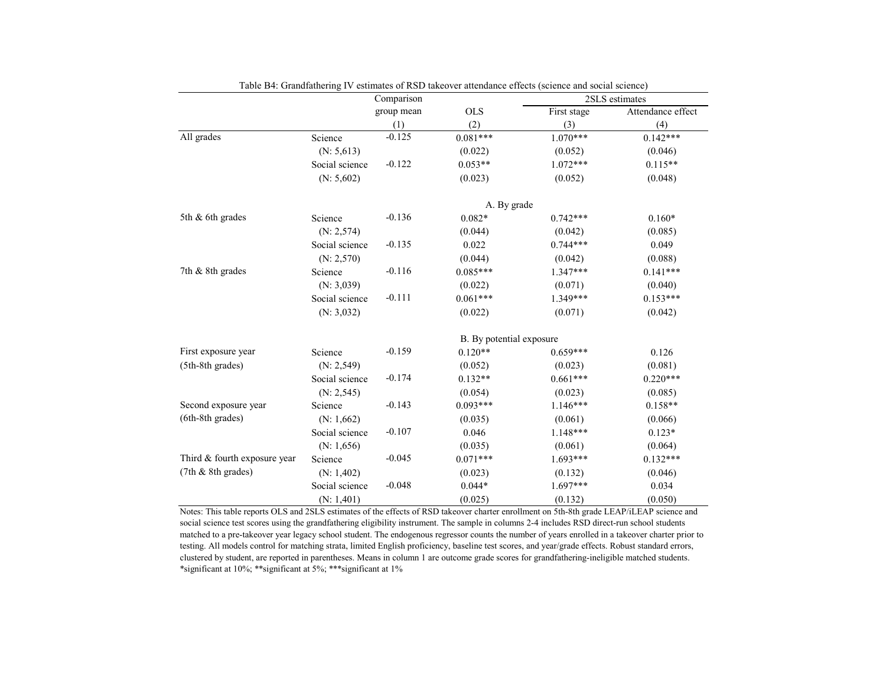Table B4: Grandfathering IV estimates of RSD takeover attendance effects (science and social science)

| | | Comparison group mean | OLS | 2SLS estimates | |
|---|---|---|---|---|---|
| | | | | First stage | Attendance effect |
| | | (1) | (2) | (3) | (4) |
| All grades | Science | -0.125 | 0.081*** | 1.070*** | 0.142*** |
| | (N: 5,613) | | (0.022) | (0.052) | (0.046) |
| | Social science | -0.122 | 0.053** | 1.072*** | 0.115** |
| | (N: 5,602) | | (0.023) | (0.052) | (0.048) |
| | | | A. By grade | | |
| 5th & 6th grades | Science | -0.136 | 0.082* | 0.742*** | 0.160* |
| | (N: 2,574) | | (0.044) | (0.042) | (0.085) |
| | Social science | -0.135 | 0.022 | 0.744*** | 0.049 |
| | (N: 2,570) | | (0.044) | (0.042) | (0.088) |
| 7th & 8th grades | Science | -0.116 | 0.085*** | 1.347*** | 0.141*** |
| | (N: 3,039) | | (0.022) | (0.071) | (0.040) |
| | Social science | -0.111 | 0.061*** | 1.349*** | 0.153*** |
| | (N: 3,032) | | (0.022) | (0.071) | (0.042) |
| | | | B. By potential exposure | | |
| First exposure year | Science | -0.159 | 0.120** | 0.659*** | 0.126 |
| (5th-8th grades) | (N: 2,549) | | (0.052) | (0.023) | (0.081) |
| | Social science | -0.174 | 0.132** | 0.661*** | 0.220*** |
| | (N: 2,545) | | (0.054) | (0.023) | (0.085) |
| Second exposure year | Science | -0.143 | 0.093*** | 1.146*** | 0.158** |
| (6th-8th grades) | (N: 1,662) | | (0.035) | (0.061) | (0.066) |
| | Social science | -0.107 | 0.046 | 1.148*** | 0.123* |
| | (N: 1,656) | | (0.035) | (0.061) | (0.064) |
| Third & fourth exposure year | Science | -0.045 | 0.071*** | 1.693*** | 0.132*** |
| (7th & 8th grades) | (N: 1,402) | | (0.023) | (0.132) | (0.046) |
| | Social science | -0.048 | 0.044* | 1.697*** | 0.034 |
| | (N: 1,401) | | (0.025) | (0.132) | (0.050) |

Notes: This table reports OLS and 2SLS estimates of the effects of RSD takeover charter enrollment on 5th-8th grade LEAP/iLEAP science and social science test scores using the grandfathering eligibility instrument. The sample in columns 2-4 includes RSD direct-run school students matched to a pre-takeover year legacy school student. The endogenous regressor counts the number of years enrolled in a takeover charter prior to testing. All models control for matching strata, limited English proficiency, baseline test scores, and year/grade effects. Robust standard errors, clustered by student, are reported in parentheses. Means in column 1 are outcome grade scores for grandfathering-ineligible matched students.
*significant at 10%; **significant at 5%; ***significant at 1%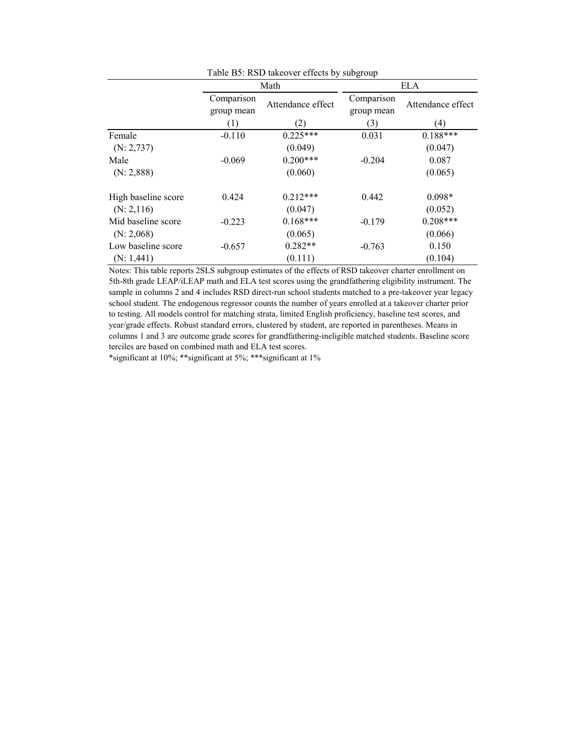Table B5: RSD takeover effects by subgroup

| | Math | | ELA | |
|---|---|---|---|---|
| | Comparison group mean | Attendance effect | Comparison group mean | Attendance effect |
| | (1) | (2) | (3) | (4) |
| Female | -0.110 | 0.225*** | 0.031 | 0.188*** |
| (N: 2,737) | | (0.049) | | (0.047) |
| Male | -0.069 | 0.200*** | -0.204 | 0.087 |
| (N: 2,888) | | (0.060) | | (0.065) |
| High baseline score | 0.424 | 0.212*** | 0.442 | 0.098* |
| (N: 2,116) | | (0.047) | | (0.052) |
| Mid baseline score | -0.223 | 0.168*** | -0.179 | 0.208*** |
| (N: 2,068) | | (0.065) | | (0.066) |
| Low baseline score | -0.657 | 0.282** | -0.763 | 0.150 |
| (N: 1,441) | | (0.111) | | (0.104) |

Notes: This table reports 2SLS subgroup estimates of the effects of RSD takeover charter enrollment on 5th-8th grade LEAP/iLEAP math and ELA test scores using the grandfathering eligibility instrument. The sample in columns 2 and 4 includes RSD direct-run school students matched to a pre-takeover year legacy school student. The endogenous regressor counts the number of years enrolled at a takeover charter prior to testing. All models control for matching strata, limited English proficiency, baseline test scores, and year/grade effects. Robust standard errors, clustered by student, are reported in parentheses. Means in columns 1 and 3 are outcome grade scores for grandfathering-ineligible matched students. Baseline score terciles are based on combined math and ELA test scores.

*significant at 10%; **significant at 5%; ***significant at 1%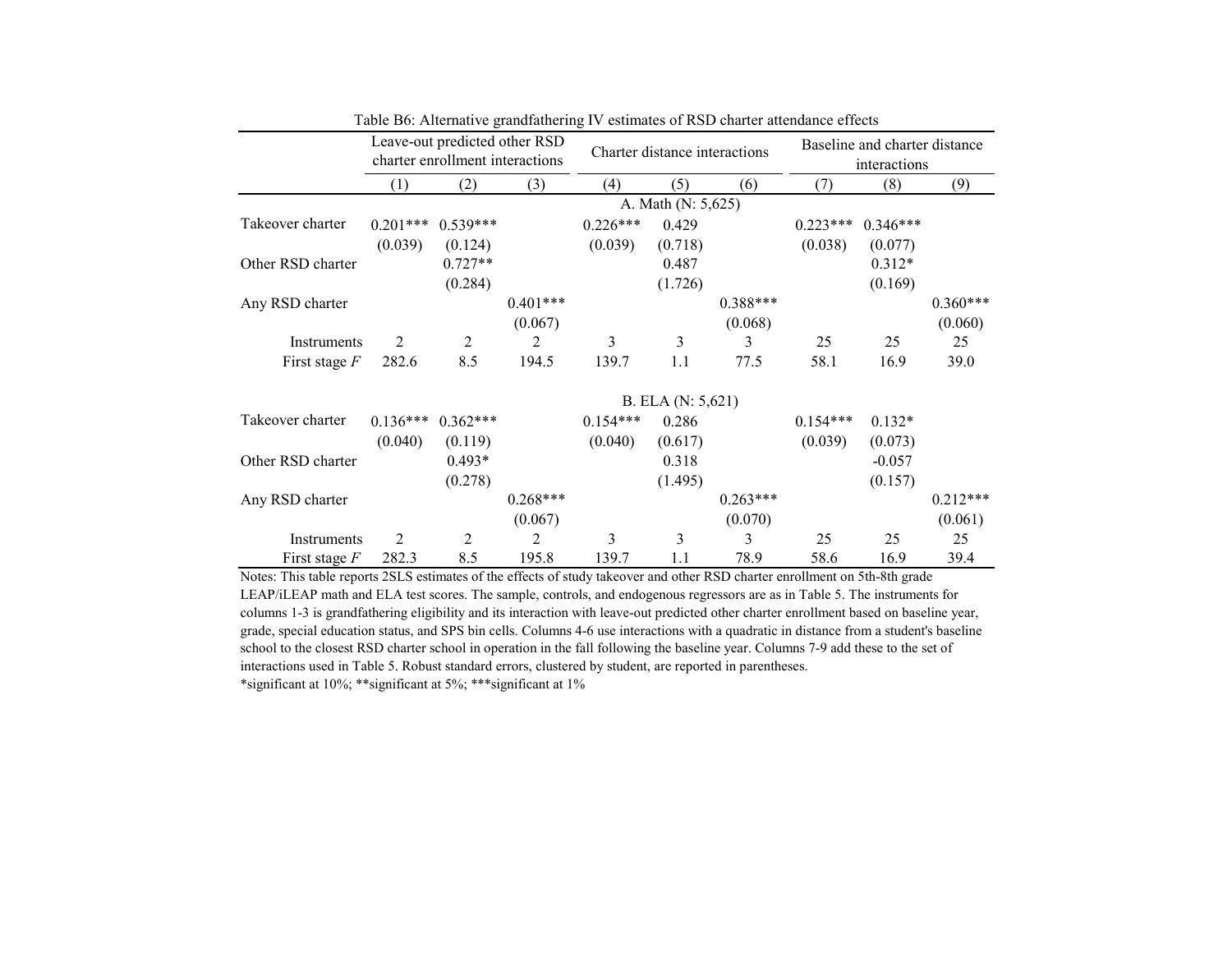Table B6: Alternative grandfathering IV estimates of RSD charter attendance effects

| | Leave-out predicted other RSD charter enrollment interactions | | | Charter distance interactions | | | Baseline and charter distance interactions | | |
|---|---|---|---|---|---|---|---|---|---|
| | (1) | (2) | (3) | (4) | (5) | (6) | (7) | (8) | (9) |
| | | | | A. Math (N: 5,625) | | | | | |
| Takeover charter | 0.201*** | 0.539*** | | 0.226*** | 0.429 | | 0.223*** | 0.346*** | |
| | (0.039) | (0.124) | | (0.039) | (0.718) | | (0.038) | (0.077) | |
| Other RSD charter | | 0.727** | | | 0.487 | | | 0.312* | |
| | | (0.284) | | | (1.726) | | | (0.169) | |
| Any RSD charter | | | 0.401*** | | | 0.388*** | | | 0.360*** |
| | | | (0.067) | | | (0.068) | | | (0.060) |
| Instruments | 2 | 2 | 2 | 3 | 3 | 3 | 25 | 25 | 25 |
| First stage *F* | 282.6 | 8.5 | 194.5 | 139.7 | 1.1 | 77.5 | 58.1 | 16.9 | 39.0 |
| | | | | B. ELA (N: 5,621) | | | | | |
| Takeover charter | 0.136*** | 0.362*** | | 0.154*** | 0.286 | | 0.154*** | 0.132* | |
| | (0.040) | (0.119) | | (0.040) | (0.617) | | (0.039) | (0.073) | |
| Other RSD charter | | 0.493* | | | 0.318 | | | -0.057 | |
| | | (0.278) | | | (1.495) | | | (0.157) | |
| Any RSD charter | | | 0.268*** | | | 0.263*** | | | 0.212*** |
| | | | (0.067) | | | (0.070) | | | (0.061) |
| Instruments | 2 | 2 | 2 | 3 | 3 | 3 | 25 | 25 | 25 |
| First stage *F* | 282.3 | 8.5 | 195.8 | 139.7 | 1.1 | 78.9 | 58.6 | 16.9 | 39.4 |

Notes: This table reports 2SLS estimates of the effects of study takeover and other RSD charter enrollment on 5th-8th grade LEAP/iLEAP math and ELA test scores. The sample, controls, and endogenous regressors are as in Table 5. The instruments for columns 1-3 is grandfathering eligibility and its interaction with leave-out predicted other charter enrollment based on baseline year, grade, special education status, and SPS bin cells. Columns 4-6 use interactions with a quadratic in distance from a student's baseline school to the closest RSD charter school in operation in the fall following the baseline year. Columns 7-9 add these to the set of interactions used in Table 5. Robust standard errors, clustered by student, are reported in parentheses.
*significant at 10%; **significant at 5%; ***significant at 1%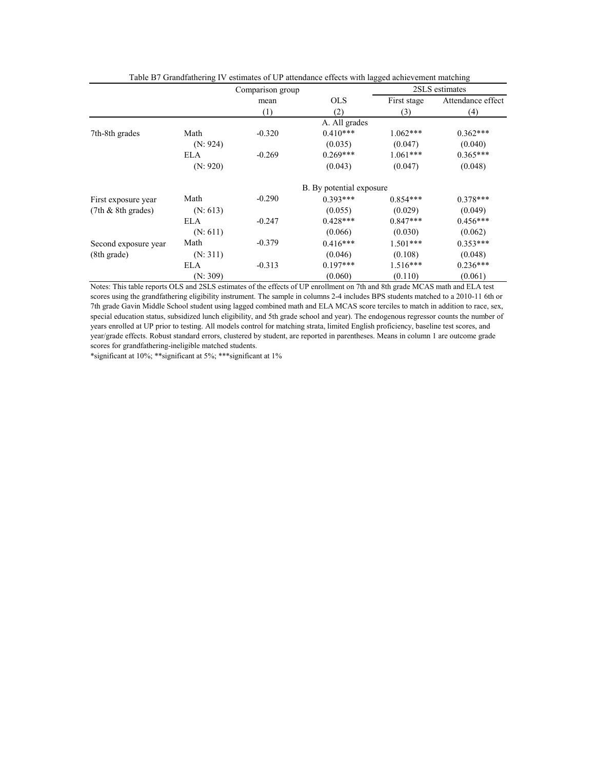Table B7 Grandfathering IV estimates of UP attendance effects with lagged achievement matching

| | | Comparison group mean | OLS | 2SLS estimates | |
|---|---|---|---|---|---|
| | | | | First stage | Attendance effect |
| | | (1) | (2) | (3) | (4) |
| | | | A. All grades | | |
| 7th-8th grades | Math | -0.320 | 0.410*** | 1.062*** | 0.362*** |
| | (N: 924) | | (0.035) | (0.047) | (0.040) |
| | ELA | -0.269 | 0.269*** | 1.061*** | 0.365*** |
| | (N: 920) | | (0.043) | (0.047) | (0.048) |
| | | | B. By potential exposure | | |
| First exposure year | Math | -0.290 | 0.393*** | 0.854*** | 0.378*** |
| (7th & 8th grades) | (N: 613) | | (0.055) | (0.029) | (0.049) |
| | ELA | -0.247 | 0.428*** | 0.847*** | 0.456*** |
| | (N: 611) | | (0.066) | (0.030) | (0.062) |
| Second exposure year | Math | -0.379 | 0.416*** | 1.501*** | 0.353*** |
| (8th grade) | (N: 311) | | (0.046) | (0.108) | (0.048) |
| | ELA | -0.313 | 0.197*** | 1.516*** | 0.236*** |
| | (N: 309) | | (0.060) | (0.110) | (0.061) |

Notes: This table reports OLS and 2SLS estimates of the effects of UP enrollment on 7th and 8th grade MCAS math and ELA test scores using the grandfathering eligibility instrument. The sample in columns 2-4 includes BPS students matched to a 2010-11 6th or 7th grade Gavin Middle School student using lagged combined math and ELA MCAS score terciles to match in addition to race, sex, special education status, subsidized lunch eligibility, and 5th grade school and year). The endogenous regressor counts the number of years enrolled at UP prior to testing. All models control for matching strata, limited English proficiency, baseline test scores, and year/grade effects. Robust standard errors, clustered by student, are reported in parentheses. Means in column 1 are outcome grade scores for grandfathering-ineligible matched students.

*significant at 10%; **significant at 5%; ***significant at 1%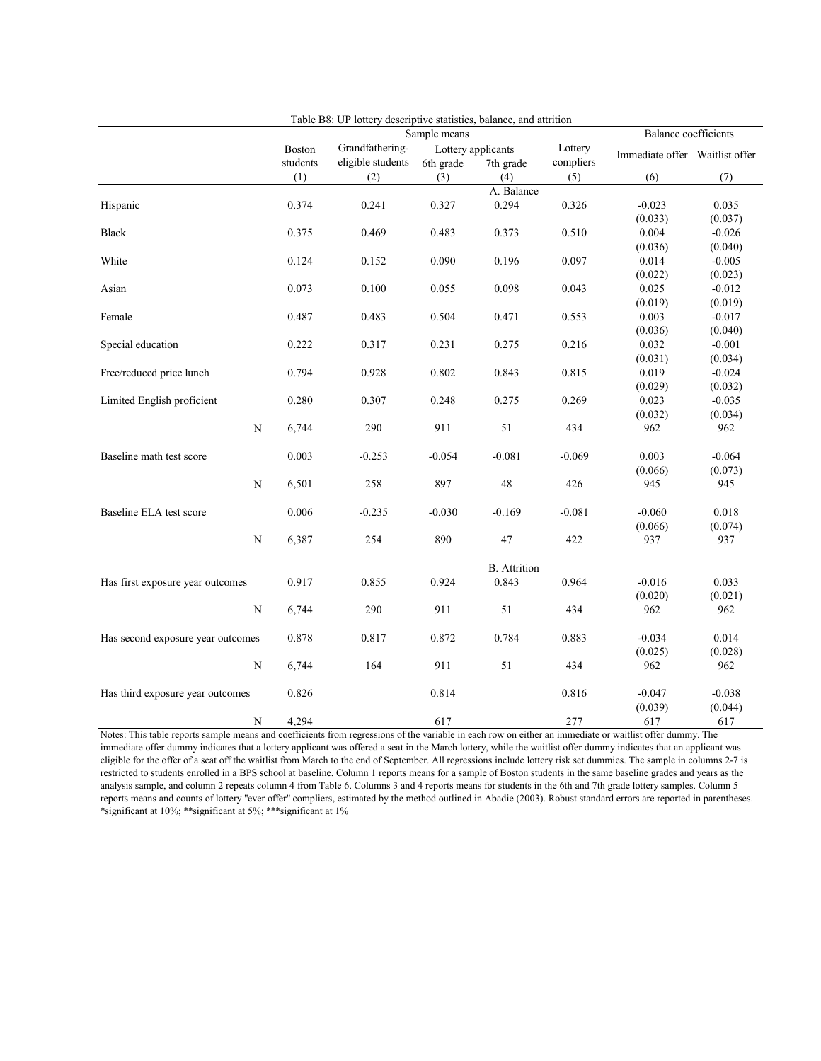Table B8: UP lottery descriptive statistics, balance, and attrition

| | Sample means | | | | | Balance coefficients | |
|---|---|---|---|---|---|---|---|
| | Boston students | Grandfathering-eligible students | Lottery applicants | | Lottery compliers | Immediate offer | Waitlist offer |
| | | | 6th grade | 7th grade | | | |
| | (1) | (2) | (3) | (4) | (5) | (6) | (7) |
| | | | | A. Balance | | | |
| Hispanic | 0.374 | 0.241 | 0.327 | 0.294 | 0.326 | -0.023 | 0.035 |
| | | | | | | (0.033) | (0.037) |
| Black | 0.375 | 0.469 | 0.483 | 0.373 | 0.510 | 0.004 | -0.026 |
| | | | | | | (0.036) | (0.040) |
| White | 0.124 | 0.152 | 0.090 | 0.196 | 0.097 | 0.014 | -0.005 |
| | | | | | | (0.022) | (0.023) |
| Asian | 0.073 | 0.100 | 0.055 | 0.098 | 0.043 | 0.025 | -0.012 |
| | | | | | | (0.019) | (0.019) |
| Female | 0.487 | 0.483 | 0.504 | 0.471 | 0.553 | 0.003 | -0.017 |
| | | | | | | (0.036) | (0.040) |
| Special education | 0.222 | 0.317 | 0.231 | 0.275 | 0.216 | 0.032 | -0.001 |
| | | | | | | (0.031) | (0.034) |
| Free/reduced price lunch | 0.794 | 0.928 | 0.802 | 0.843 | 0.815 | 0.019 | -0.024 |
| | | | | | | (0.029) | (0.032) |
| Limited English proficient | 0.280 | 0.307 | 0.248 | 0.275 | 0.269 | 0.023 | -0.035 |
| | | | | | | (0.032) | (0.034) |
| N | 6,744 | 290 | 911 | 51 | 434 | 962 | 962 |
| Baseline math test score | 0.003 | -0.253 | -0.054 | -0.081 | -0.069 | 0.003 | -0.064 |
| | | | | | | (0.066) | (0.073) |
| N | 6,501 | 258 | 897 | 48 | 426 | 945 | 945 |
| Baseline ELA test score | 0.006 | -0.235 | -0.030 | -0.169 | -0.081 | -0.060 | 0.018 |
| | | | | | | (0.066) | (0.074) |
| N | 6,387 | 254 | 890 | 47 | 422 | 937 | 937 |
| | | | | B. Attrition | | | |
| Has first exposure year outcomes | 0.917 | 0.855 | 0.924 | 0.843 | 0.964 | -0.016 | 0.033 |
| | | | | | | (0.020) | (0.021) |
| N | 6,744 | 290 | 911 | 51 | 434 | 962 | 962 |
| Has second exposure year outcomes | 0.878 | 0.817 | 0.872 | 0.784 | 0.883 | -0.034 | 0.014 |
| | | | | | | (0.025) | (0.028) |
| N | 6,744 | 164 | 911 | 51 | 434 | 962 | 962 |
| Has third exposure year outcomes | 0.826 | | 0.814 | | 0.816 | -0.047 | -0.038 |
| | | | | | | (0.039) | (0.044) |
| N | 4,294 | | 617 | | 277 | 617 | 617 |

Notes: This table reports sample means and coefficients from regressions of the variable in each row on either an immediate or waitlist offer dummy. The immediate offer dummy indicates that a lottery applicant was offered a seat in the March lottery, while the waitlist offer dummy indicates that an applicant was eligible for the offer of a seat off the waitlist from March to the end of September. All regressions include lottery risk set dummies. The sample in columns 2-7 is restricted to students enrolled in a BPS school at baseline. Column 1 reports means for a sample of Boston students in the same baseline grades and years as the analysis sample, and column 2 repeats column 4 from Table 6. Columns 3 and 4 reports means for students in the 6th and 7th grade lottery samples. Column 5 reports means and counts of lottery "ever offer" compliers, estimated by the method outlined in Abadie (2003). Robust standard errors are reported in parentheses. *significant at 10%; **significant at 5%; ***significant at 1%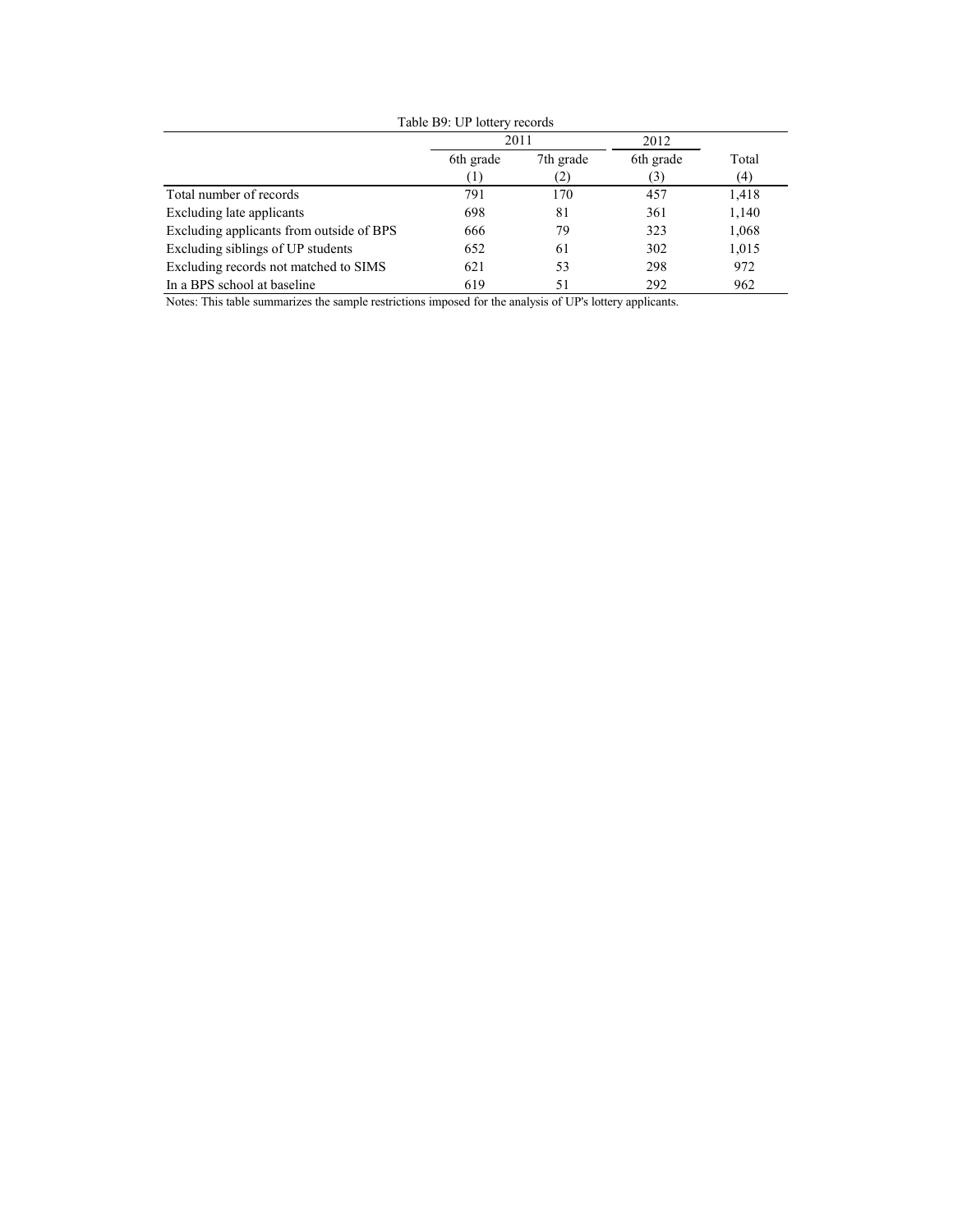Table B9: UP lottery records

| | 2011 | | 2012 | |
|---|---|---|---|---|
| | 6th grade | 7th grade | 6th grade | Total |
| | (1) | (2) | (3) | (4) |
| Total number of records | 791 | 170 | 457 | 1,418 |
| Excluding late applicants | 698 | 81 | 361 | 1,140 |
| Excluding applicants from outside of BPS | 666 | 79 | 323 | 1,068 |
| Excluding siblings of UP students | 652 | 61 | 302 | 1,015 |
| Excluding records not matched to SIMS | 621 | 53 | 298 | 972 |
| In a BPS school at baseline | 619 | 51 | 292 | 962 |

Notes: This table summarizes the sample restrictions imposed for the analysis of UP's lottery applicants.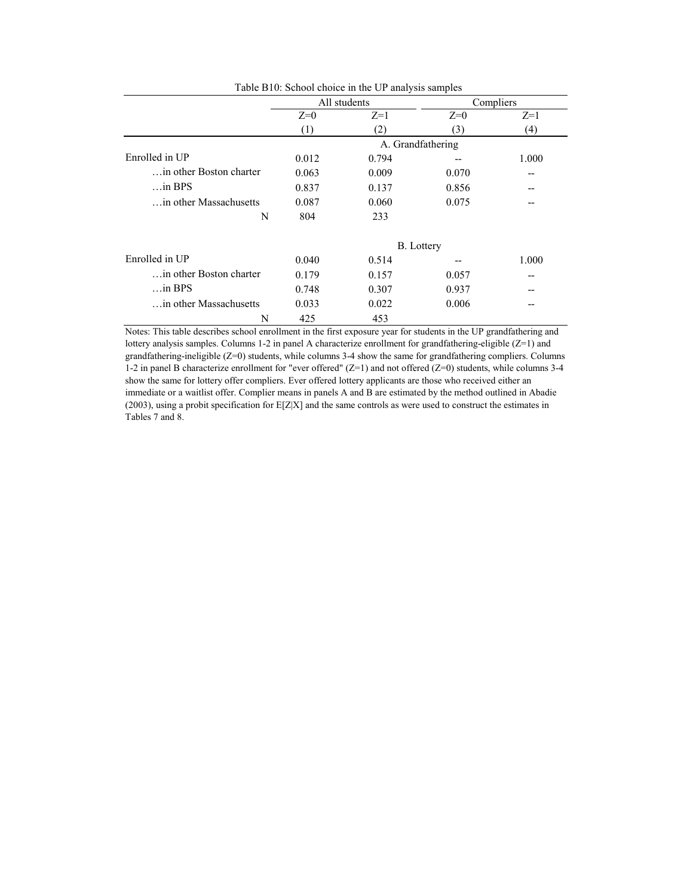Table B10: School choice in the UP analysis samples

| | All students | | Compliers | |
|---|---|---|---|---|
| | Z=0 | Z=1 | Z=0 | Z=1 |
| | (1) | (2) | (3) | (4) |
| | A. Grandfathering | | | |
| Enrolled in UP | 0.012 | 0.794 | -- | 1.000 |
| …in other Boston charter | 0.063 | 0.009 | 0.070 | -- |
| …in BPS | 0.837 | 0.137 | 0.856 | -- |
| …in other Massachusetts | 0.087 | 0.060 | 0.075 | -- |
| N | 804 | 233 | | |
| | B. Lottery | | | |
| Enrolled in UP | 0.040 | 0.514 | -- | 1.000 |
| …in other Boston charter | 0.179 | 0.157 | 0.057 | -- |
| …in BPS | 0.748 | 0.307 | 0.937 | -- |
| …in other Massachusetts | 0.033 | 0.022 | 0.006 | -- |
| N | 425 | 453 | | |

Notes: This table describes school enrollment in the first exposure year for students in the UP grandfathering and lottery analysis samples. Columns 1-2 in panel A characterize enrollment for grandfathering-eligible (Z=1) and grandfathering-ineligible (Z=0) students, while columns 3-4 show the same for grandfathering compliers. Columns 1-2 in panel B characterize enrollment for "ever offered" (Z=1) and not offered (Z=0) students, while columns 3-4 show the same for lottery offer compliers. Ever offered lottery applicants are those who received either an immediate or a waitlist offer. Complier means in panels A and B are estimated by the method outlined in Abadie (2003), using a probit specification for E[Z|X] and the same controls as were used to construct the estimates in Tables 7 and 8.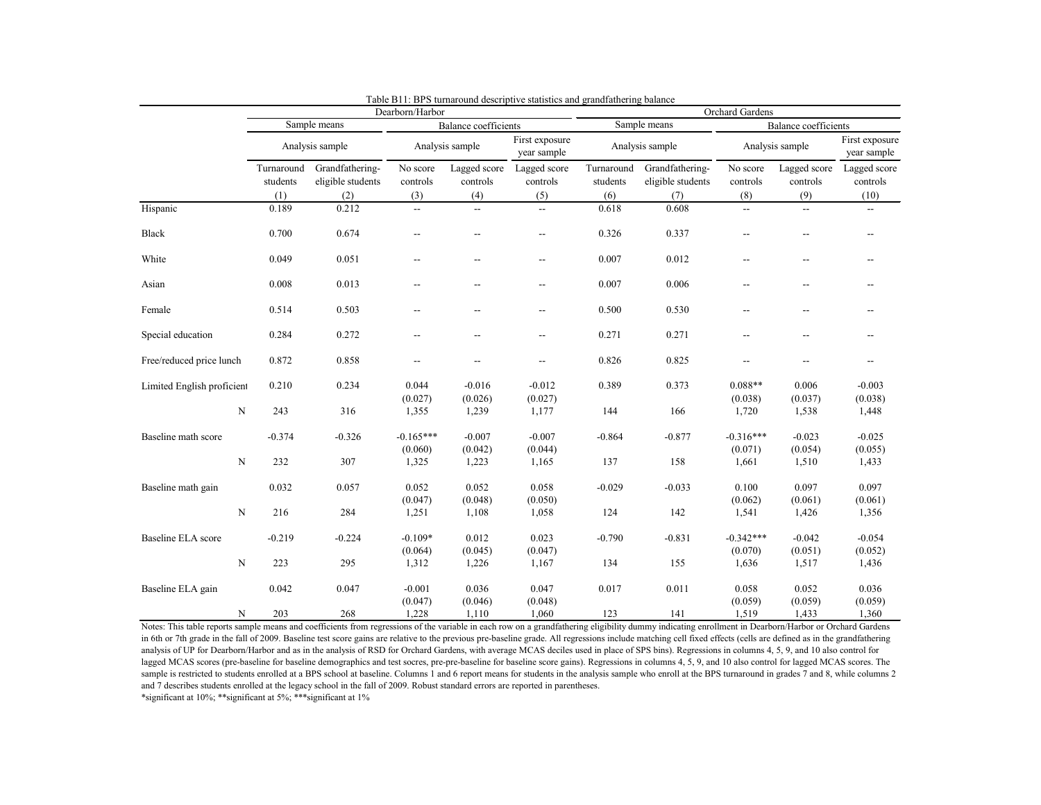Table B11: BPS turnaround descriptive statistics and grandfathering balance

| | Dearborn/Harbor | | | | | Orchard Gardens | | | | |
|---|---|---|---|---|---|---|---|---|---|---|
| | Sample means | | Balance coefficients | | | Sample means | | Balance coefficients | | |
| | Analysis sample | | Analysis sample | | First exposure year sample | Analysis sample | | Analysis sample | | First exposure year sample |
| | Turnaround students | Grandfathering-eligible students | No score controls | Lagged score controls | Lagged score controls | Turnaround students | Grandfathering-eligible students | No score controls | Lagged score controls | Lagged score controls |
| | (1) | (2) | (3) | (4) | (5) | (6) | (7) | (8) | (9) | (10) |
| Hispanic | 0.189 | 0.212 | -- | -- | -- | 0.618 | 0.608 | -- | -- | -- |
| Black | 0.700 | 0.674 | -- | -- | -- | 0.326 | 0.337 | -- | -- | -- |
| White | 0.049 | 0.051 | -- | -- | -- | 0.007 | 0.012 | -- | -- | -- |
| Asian | 0.008 | 0.013 | -- | -- | -- | 0.007 | 0.006 | -- | -- | -- |
| Female | 0.514 | 0.503 | -- | -- | -- | 0.500 | 0.530 | -- | -- | -- |
| Special education | 0.284 | 0.272 | -- | -- | -- | 0.271 | 0.271 | -- | -- | -- |
| Free/reduced price lunch | 0.872 | 0.858 | -- | -- | -- | 0.826 | 0.825 | -- | -- | -- |
| Limited English proficient | 0.210 | 0.234 | 0.044 | -0.016 | -0.012 | 0.389 | 0.373 | 0.088** | 0.006 | -0.003 |
| | | | (0.027) | (0.026) | (0.027) | | | (0.038) | (0.037) | (0.038) |
| N | 243 | 316 | 1,355 | 1,239 | 1,177 | 144 | 166 | 1,720 | 1,538 | 1,448 |
| Baseline math score | -0.374 | -0.326 | -0.165*** | -0.007 | -0.007 | -0.864 | -0.877 | -0.316*** | -0.023 | -0.025 |
| | | | (0.060) | (0.042) | (0.044) | | | (0.071) | (0.054) | (0.055) |
| N | 232 | 307 | 1,325 | 1,223 | 1,165 | 137 | 158 | 1,661 | 1,510 | 1,433 |
| Baseline math gain | 0.032 | 0.057 | 0.052 | 0.052 | 0.058 | -0.029 | -0.033 | 0.100 | 0.097 | 0.097 |
| | | | (0.047) | (0.048) | (0.050) | | | (0.062) | (0.061) | (0.061) |
| N | 216 | 284 | 1,251 | 1,108 | 1,058 | 124 | 142 | 1,541 | 1,426 | 1,356 |
| Baseline ELA score | -0.219 | -0.224 | -0.109* | 0.012 | 0.023 | -0.790 | -0.831 | -0.342*** | -0.042 | -0.054 |
| | | | (0.064) | (0.045) | (0.047) | | | (0.070) | (0.051) | (0.052) |
| N | 223 | 295 | 1,312 | 1,226 | 1,167 | 134 | 155 | 1,636 | 1,517 | 1,436 |
| Baseline ELA gain | 0.042 | 0.047 | -0.001 | 0.036 | 0.047 | 0.017 | 0.011 | 0.058 | 0.052 | 0.036 |
| | | | (0.047) | (0.046) | (0.048) | | | (0.059) | (0.059) | (0.059) |
| N | 203 | 268 | 1,228 | 1,110 | 1,060 | 123 | 141 | 1,519 | 1,433 | 1,360 |

Notes: This table reports sample means and coefficients from regressions of the variable in each row on a grandfathering eligibility dummy indicating enrollment in Dearborn/Harbor or Orchard Gardens in 6th or 7th grade in the fall of 2009. Baseline test score gains are relative to the previous pre-baseline grade. All regressions include matching cell fixed effects (cells are defined as in the grandfathering analysis of UP for Dearborn/Harbor and as in the analysis of RSD for Orchard Gardens, with average MCAS deciles used in place of SPS bins). Regressions in columns 4, 5, 9, and 10 also control for lagged MCAS scores (pre-baseline for baseline demographics and test socres, pre-pre-baseline for baseline score gains). Regressions in columns 4, 5, 9, and 10 also control for lagged MCAS scores. The sample is restricted to students enrolled at a BPS school at baseline. Columns 1 and 6 report means for students in the analysis sample who enroll at the BPS turnaround in grades 7 and 8, while columns 2 and 7 describes students enrolled at the legacy school in the fall of 2009. Robust standard errors are reported in parentheses.

*significant at 10%; **significant at 5%; ***significant at 1%